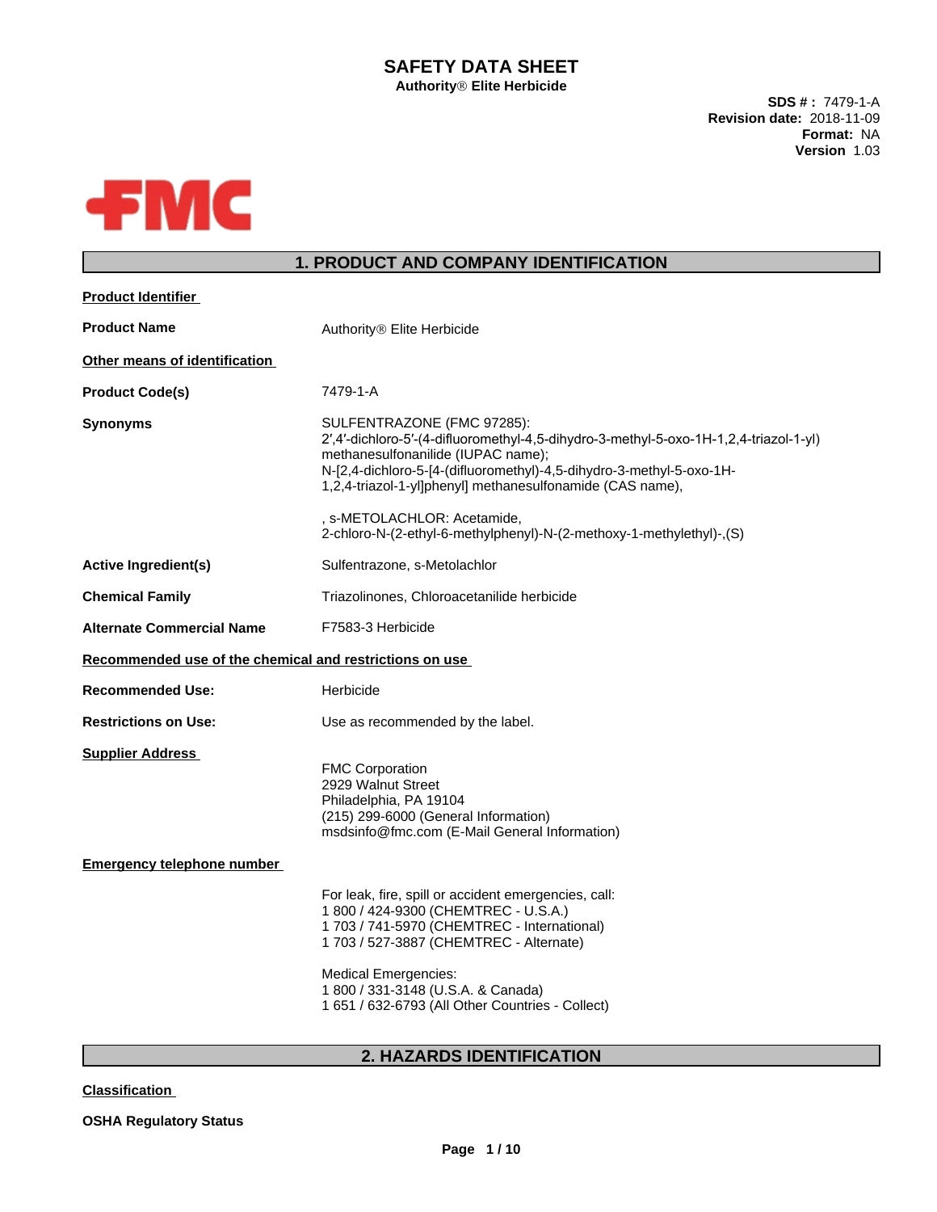# SAFETY DATA SHEET

**Authority® Elite Herbicide**

**SDS # :** 7479-1-A
**Revision date:** 2018-11-09
**Format:** NA
**Version** 1.03

## 1. PRODUCT AND COMPANY IDENTIFICATION

**Product Identifier**

**Product Name** Authority® Elite Herbicide

**Other means of identification**

**Product Code(s)** 7479-1-A

**Synonyms** SULFENTRAZONE (FMC 97285):
2′,4′-dichloro-5′-(4-difluoromethyl-4,5-dihydro-3-methyl-5-oxo-1H-1,2,4-triazol-1-yl) methanesulfonanilide (IUPAC name);
N-[2,4-dichloro-5-[4-(difluoromethyl)-4,5-dihydro-3-methyl-5-oxo-1H-1,2,4-triazol-1-yl]phenyl] methanesulfonamide (CAS name),

, s-METOLACHLOR: Acetamide,
2-chloro-N-(2-ethyl-6-methylphenyl)-N-(2-methoxy-1-methylethyl)-,(S)

**Active Ingredient(s)** Sulfentrazone, s-Metolachlor

**Chemical Family** Triazolinones, Chloroacetanilide herbicide

**Alternate Commercial Name** F7583-3 Herbicide

**Recommended use of the chemical and restrictions on use**

**Recommended Use:** Herbicide

**Restrictions on Use:** Use as recommended by the label.

**Supplier Address**

FMC Corporation
2929 Walnut Street
Philadelphia, PA 19104
(215) 299-6000 (General Information)
msdsinfo@fmc.com (E-Mail General Information)

**Emergency telephone number**

For leak, fire, spill or accident emergencies, call:
1 800 / 424-9300 (CHEMTREC - U.S.A.)
1 703 / 741-5970 (CHEMTREC - International)
1 703 / 527-3887 (CHEMTREC - Alternate)

Medical Emergencies:
1 800 / 331-3148 (U.S.A. & Canada)
1 651 / 632-6793 (All Other Countries - Collect)

## 2. HAZARDS IDENTIFICATION

**Classification**

**OSHA Regulatory Status**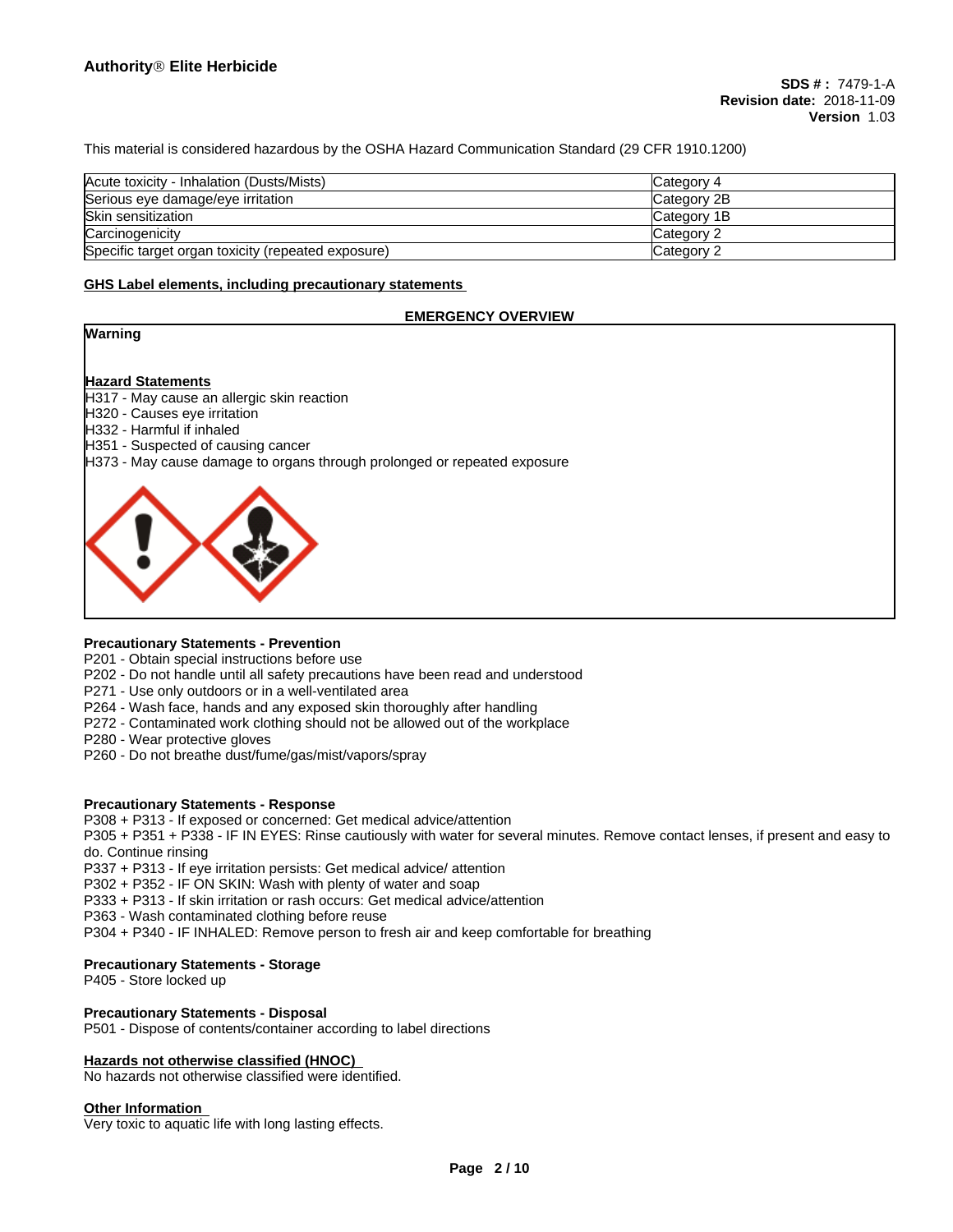This material is considered hazardous by the OSHA Hazard Communication Standard (29 CFR 1910.1200)

| | |
|---|---|
| Acute toxicity - Inhalation (Dusts/Mists) | Category 4 |
| Serious eye damage/eye irritation | Category 2B |
| Skin sensitization | Category 1B |
| Carcinogenicity | Category 2 |
| Specific target organ toxicity (repeated exposure) | Category 2 |

**GHS Label elements, including precautionary statements**

**EMERGENCY OVERVIEW**

**Warning**

**Hazard Statements**

H317 - May cause an allergic skin reaction
H320 - Causes eye irritation
H332 - Harmful if inhaled
H351 - Suspected of causing cancer
H373 - May cause damage to organs through prolonged or repeated exposure

**Precautionary Statements - Prevention**

P201 - Obtain special instructions before use
P202 - Do not handle until all safety precautions have been read and understood
P271 - Use only outdoors or in a well-ventilated area
P264 - Wash face, hands and any exposed skin thoroughly after handling
P272 - Contaminated work clothing should not be allowed out of the workplace
P280 - Wear protective gloves
P260 - Do not breathe dust/fume/gas/mist/vapors/spray

**Precautionary Statements - Response**

P308 + P313 - If exposed or concerned: Get medical advice/attention
P305 + P351 + P338 - IF IN EYES: Rinse cautiously with water for several minutes. Remove contact lenses, if present and easy to do. Continue rinsing
P337 + P313 - If eye irritation persists: Get medical advice/ attention
P302 + P352 - IF ON SKIN: Wash with plenty of water and soap
P333 + P313 - If skin irritation or rash occurs: Get medical advice/attention
P363 - Wash contaminated clothing before reuse
P304 + P340 - IF INHALED: Remove person to fresh air and keep comfortable for breathing

**Precautionary Statements - Storage**

P405 - Store locked up

**Precautionary Statements - Disposal**

P501 - Dispose of contents/container according to label directions

**Hazards not otherwise classified (HNOC)**

No hazards not otherwise classified were identified.

**Other Information**

Very toxic to aquatic life with long lasting effects.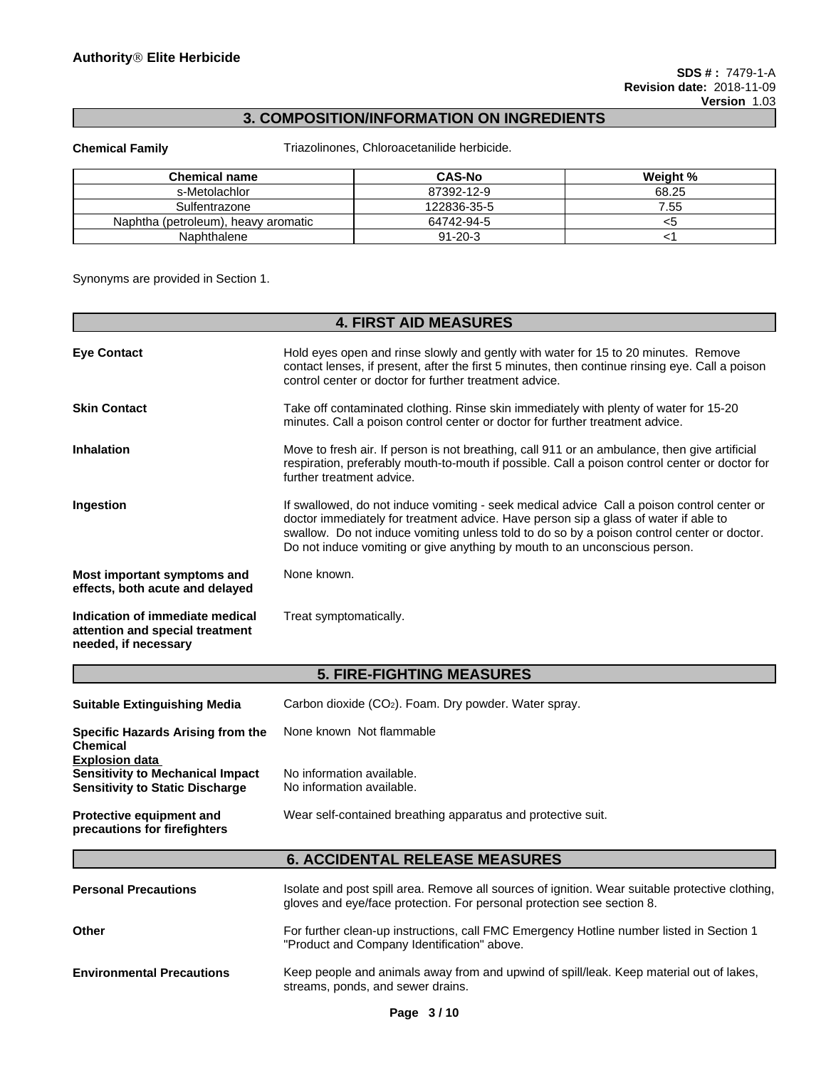## 3. COMPOSITION/INFORMATION ON INGREDIENTS

**Chemical Family** Triazolinones, Chloroacetanilide herbicide.

| Chemical name | CAS-No | Weight % |
|---|---|---|
| s-Metolachlor | 87392-12-9 | 68.25 |
| Sulfentrazone | 122836-35-5 | 7.55 |
| Naphtha (petroleum), heavy aromatic | 64742-94-5 | <5 |
| Naphthalene | 91-20-3 | <1 |

Synonyms are provided in Section 1.

## 4. FIRST AID MEASURES

**Eye Contact** Hold eyes open and rinse slowly and gently with water for 15 to 20 minutes. Remove contact lenses, if present, after the first 5 minutes, then continue rinsing eye. Call a poison control center or doctor for further treatment advice.

**Skin Contact** Take off contaminated clothing. Rinse skin immediately with plenty of water for 15-20 minutes. Call a poison control center or doctor for further treatment advice.

**Inhalation** Move to fresh air. If person is not breathing, call 911 or an ambulance, then give artificial respiration, preferably mouth-to-mouth if possible. Call a poison control center or doctor for further treatment advice.

**Ingestion** If swallowed, do not induce vomiting - seek medical advice Call a poison control center or doctor immediately for treatment advice. Have person sip a glass of water if able to swallow. Do not induce vomiting unless told to do so by a poison control center or doctor. Do not induce vomiting or give anything by mouth to an unconscious person.

**Most important symptoms and effects, both acute and delayed** None known.

**Indication of immediate medical attention and special treatment needed, if necessary** Treat symptomatically.

## 5. FIRE-FIGHTING MEASURES

**Suitable Extinguishing Media** Carbon dioxide ($CO_2$). Foam. Dry powder. Water spray.

**Specific Hazards Arising from the Chemical** None known Not flammable

**Explosion data**
**Sensitivity to Mechanical Impact** No information available.
**Sensitivity to Static Discharge** No information available.

**Protective equipment and precautions for firefighters** Wear self-contained breathing apparatus and protective suit.

## 6. ACCIDENTAL RELEASE MEASURES

**Personal Precautions** Isolate and post spill area. Remove all sources of ignition. Wear suitable protective clothing, gloves and eye/face protection. For personal protection see section 8.

**Other** For further clean-up instructions, call FMC Emergency Hotline number listed in Section 1 "Product and Company Identification" above.

**Environmental Precautions** Keep people and animals away from and upwind of spill/leak. Keep material out of lakes, streams, ponds, and sewer drains.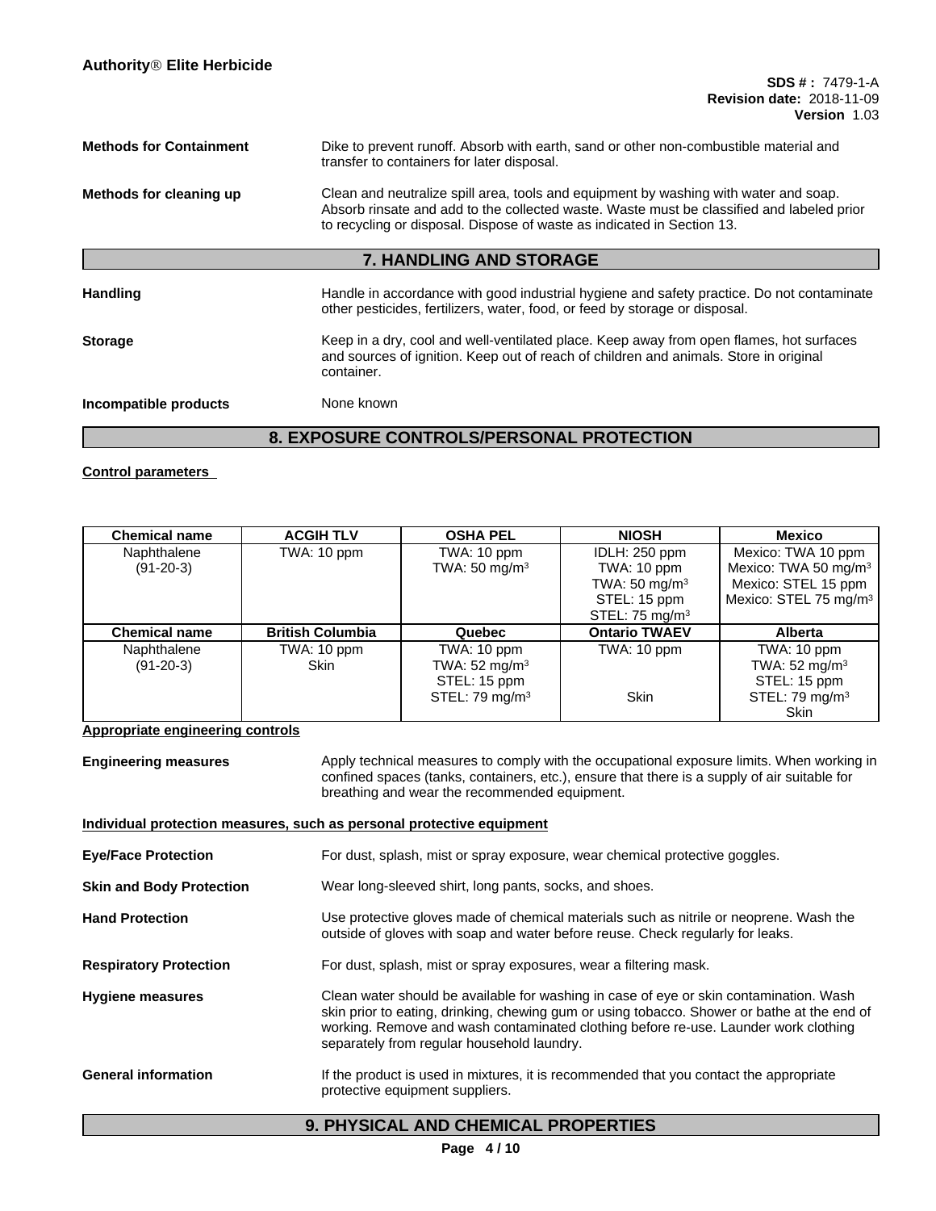**Methods for Containment** Dike to prevent runoff. Absorb with earth, sand or other non-combustible material and transfer to containers for later disposal.

**Methods for cleaning up** Clean and neutralize spill area, tools and equipment by washing with water and soap. Absorb rinsate and add to the collected waste. Waste must be classified and labeled prior to recycling or disposal. Dispose of waste as indicated in Section 13.

## 7. HANDLING AND STORAGE

**Handling** Handle in accordance with good industrial hygiene and safety practice. Do not contaminate other pesticides, fertilizers, water, food, or feed by storage or disposal.

**Storage** Keep in a dry, cool and well-ventilated place. Keep away from open flames, hot surfaces and sources of ignition. Keep out of reach of children and animals. Store in original container.

**Incompatible products** None known

## 8. EXPOSURE CONTROLS/PERSONAL PROTECTION

**Control parameters**

| Chemical name | ACGIH TLV | OSHA PEL | NIOSH | Mexico |
|---|---|---|---|---|
| Naphthalene (91-20-3) | TWA: 10 ppm | TWA: 10 ppm<br>TWA: 50 mg/m³ | IDLH: 250 ppm<br>TWA: 10 ppm<br>TWA: 50 mg/m³<br>STEL: 15 ppm<br>STEL: 75 mg/m³ | Mexico: TWA 10 ppm<br>Mexico: TWA 50 mg/m³<br>Mexico: STEL 15 ppm<br>Mexico: STEL 75 mg/m³ |
| **Chemical name** | **British Columbia** | **Quebec** | **Ontario TWAEV** | **Alberta** |
| Naphthalene (91-20-3) | TWA: 10 ppm<br>Skin | TWA: 10 ppm<br>TWA: 52 mg/m³<br>STEL: 15 ppm<br>STEL: 79 mg/m³ | TWA: 10 ppm<br>Skin | TWA: 10 ppm<br>TWA: 52 mg/m³<br>STEL: 15 ppm<br>STEL: 79 mg/m³<br>Skin |

**Appropriate engineering controls**

**Engineering measures** Apply technical measures to comply with the occupational exposure limits. When working in confined spaces (tanks, containers, etc.), ensure that there is a supply of air suitable for breathing and wear the recommended equipment.

**Individual protection measures, such as personal protective equipment**

**Eye/Face Protection** For dust, splash, mist or spray exposure, wear chemical protective goggles.

**Skin and Body Protection** Wear long-sleeved shirt, long pants, socks, and shoes.

**Hand Protection** Use protective gloves made of chemical materials such as nitrile or neoprene. Wash the outside of gloves with soap and water before reuse. Check regularly for leaks.

**Respiratory Protection** For dust, splash, mist or spray exposures, wear a filtering mask.

**Hygiene measures** Clean water should be available for washing in case of eye or skin contamination. Wash skin prior to eating, drinking, chewing gum or using tobacco. Shower or bathe at the end of working. Remove and wash contaminated clothing before re-use. Launder work clothing separately from regular household laundry.

**General information** If the product is used in mixtures, it is recommended that you contact the appropriate protective equipment suppliers.

## 9. PHYSICAL AND CHEMICAL PROPERTIES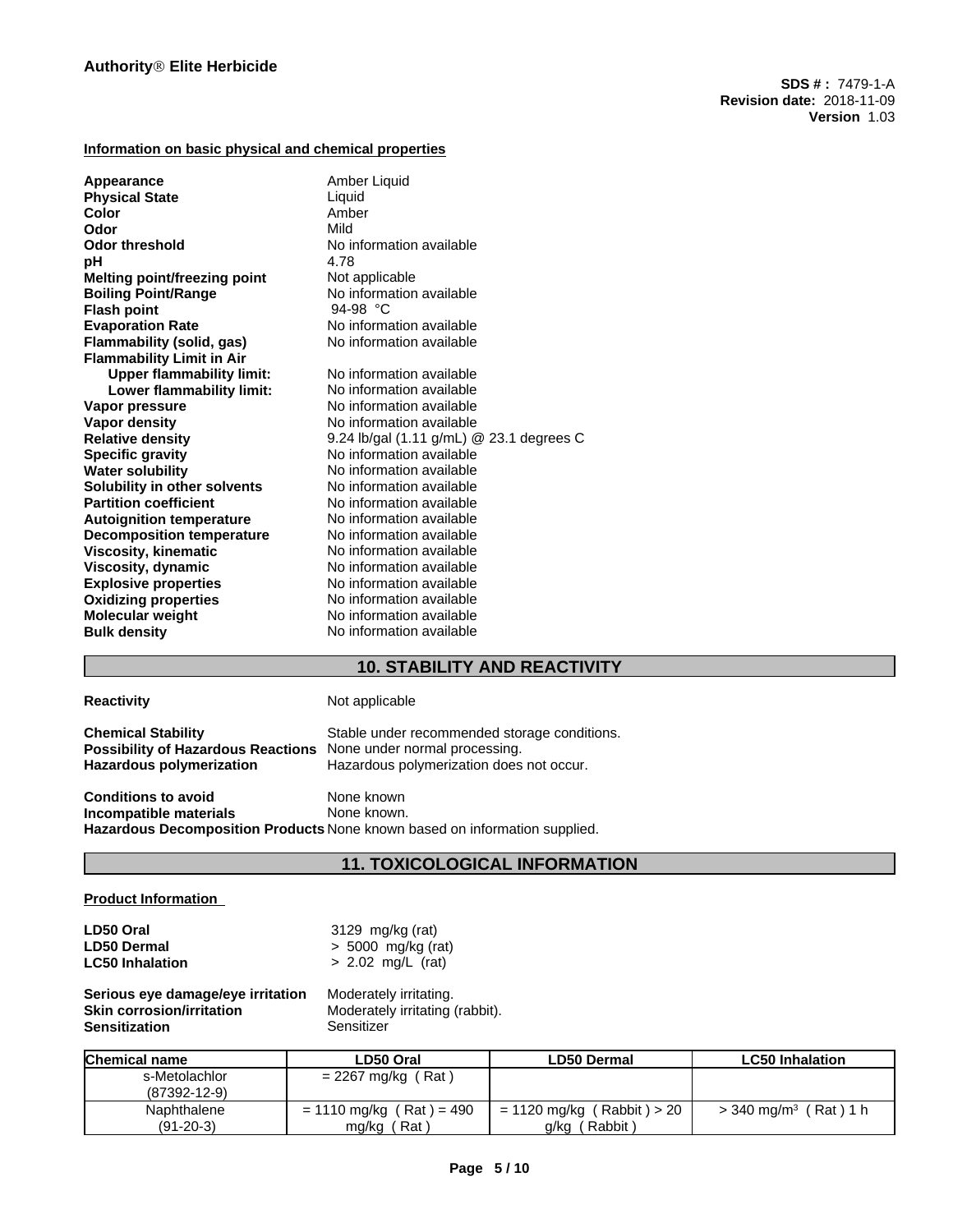**Information on basic physical and chemical properties**

| | |
|---|---|
| **Appearance** | Amber Liquid |
| **Physical State** | Liquid |
| **Color** | Amber |
| **Odor** | Mild |
| **Odor threshold** | No information available |
| **pH** | 4.78 |
| **Melting point/freezing point** | Not applicable |
| **Boiling Point/Range** | No information available |
| **Flash point** | 94-98 °C |
| **Evaporation Rate** | No information available |
| **Flammability (solid, gas)** | No information available |
| **Flammability Limit in Air** | |
| **Upper flammability limit:** | No information available |
| **Lower flammability limit:** | No information available |
| **Vapor pressure** | No information available |
| **Vapor density** | No information available |
| **Relative density** | 9.24 lb/gal (1.11 g/mL) @ 23.1 degrees C |
| **Specific gravity** | No information available |
| **Water solubility** | No information available |
| **Solubility in other solvents** | No information available |
| **Partition coefficient** | No information available |
| **Autoignition temperature** | No information available |
| **Decomposition temperature** | No information available |
| **Viscosity, kinematic** | No information available |
| **Viscosity, dynamic** | No information available |
| **Explosive properties** | No information available |
| **Oxidizing properties** | No information available |
| **Molecular weight** | No information available |
| **Bulk density** | No information available |

## 10. STABILITY AND REACTIVITY

**Reactivity** Not applicable

**Chemical Stability** Stable under recommended storage conditions.
**Possibility of Hazardous Reactions** None under normal processing.
**Hazardous polymerization** Hazardous polymerization does not occur.

**Conditions to avoid** None known
**Incompatible materials** None known.
**Hazardous Decomposition Products** None known based on information supplied.

## 11. TOXICOLOGICAL INFORMATION

**Product Information**

**LD50 Oral** 3129 mg/kg (rat)
**LD50 Dermal** > 5000 mg/kg (rat)
**LC50 Inhalation** > 2.02 mg/L (rat)

**Serious eye damage/eye irritation** Moderately irritating.
**Skin corrosion/irritation** Moderately irritating (rabbit).
**Sensitization** Sensitizer

| Chemical name | LD50 Oral | LD50 Dermal | LC50 Inhalation |
|---|---|---|---|
| s-Metolachlor (87392-12-9) | = 2267 mg/kg ( Rat ) | | |
| Naphthalene (91-20-3) | = 1110 mg/kg ( Rat ) = 490 mg/kg ( Rat ) | = 1120 mg/kg ( Rabbit ) > 20 g/kg ( Rabbit ) | > 340 mg/m³ ( Rat ) 1 h |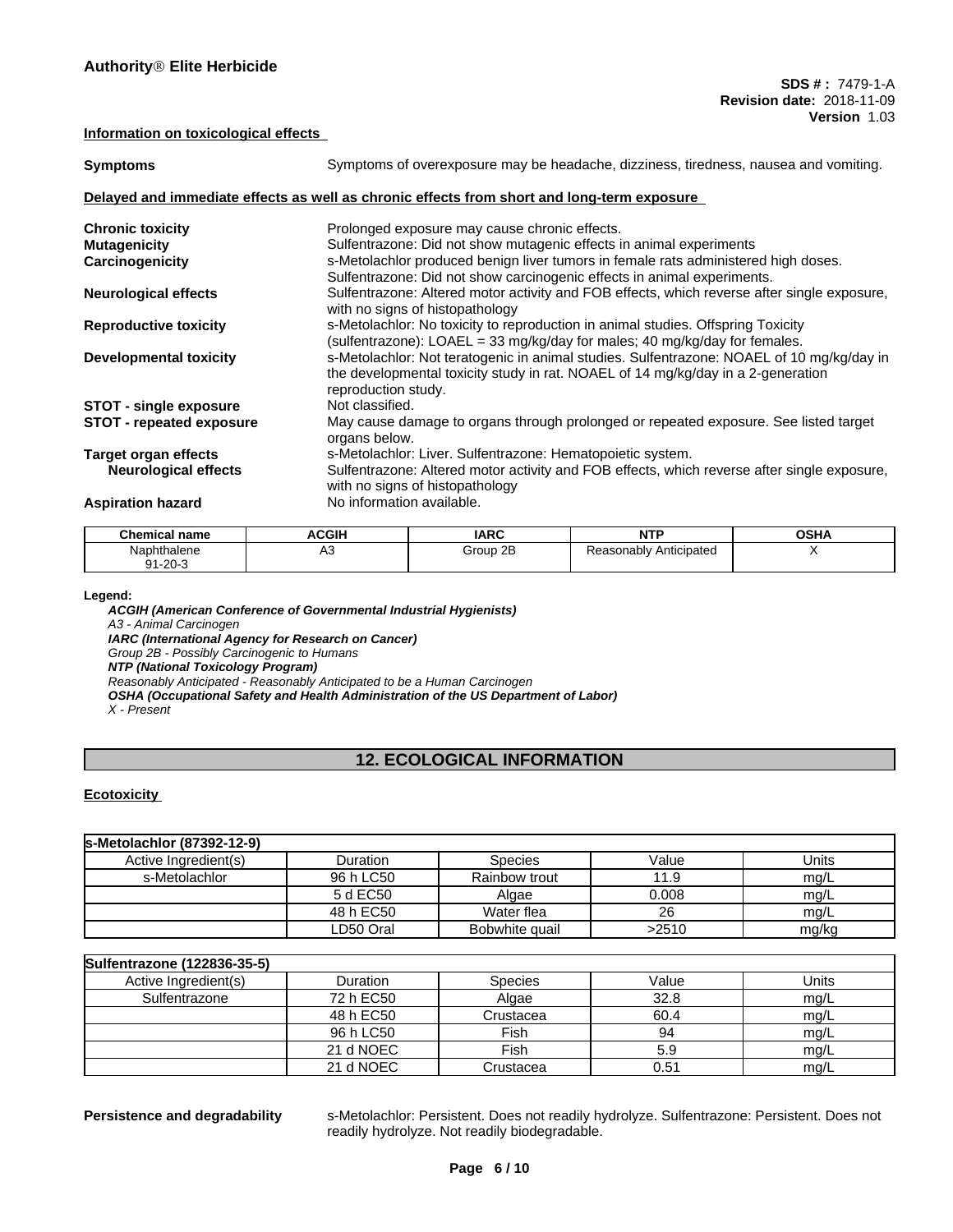**Information on toxicological effects**

| | |
|---|---|
| **Symptoms** | Symptoms of overexposure may be headache, dizziness, tiredness, nausea and vomiting. |

**Delayed and immediate effects as well as chronic effects from short and long-term exposure**

| | |
|---|---|
| **Chronic toxicity** | Prolonged exposure may cause chronic effects. |
| **Mutagenicity** | Sulfentrazone: Did not show mutagenic effects in animal experiments |
| **Carcinogenicity** | s-Metolachlor produced benign liver tumors in female rats administered high doses. Sulfentrazone: Did not show carcinogenic effects in animal experiments. |
| **Neurological effects** | Sulfentrazone: Altered motor activity and FOB effects, which reverse after single exposure, with no signs of histopathology |
| **Reproductive toxicity** | s-Metolachlor: No toxicity to reproduction in animal studies. Offspring Toxicity (sulfentrazone): LOAEL = 33 mg/kg/day for males; 40 mg/kg/day for females. |
| **Developmental toxicity** | s-Metolachlor: Not teratogenic in animal studies. Sulfentrazone: NOAEL of 10 mg/kg/day in the developmental toxicity study in rat. NOAEL of 14 mg/kg/day in a 2-generation reproduction study. |
| **STOT - single exposure** | Not classified. |
| **STOT - repeated exposure** | May cause damage to organs through prolonged or repeated exposure. See listed target organs below. |
| **Target organ effects** | s-Metolachlor: Liver. Sulfentrazone: Hematopoietic system. |
| **Neurological effects** | Sulfentrazone: Altered motor activity and FOB effects, which reverse after single exposure, with no signs of histopathology |
| **Aspiration hazard** | No information available. |

| Chemical name | ACGIH | IARC | NTP | OSHA |
|---|---|---|---|---|
| Naphthalene 91-20-3 | A3 | Group 2B | Reasonably Anticipated | X |

**Legend:**

***ACGIH (American Conference of Governmental Industrial Hygienists)***
*A3 - Animal Carcinogen*
***IARC (International Agency for Research on Cancer)***
*Group 2B - Possibly Carcinogenic to Humans*
***NTP (National Toxicology Program)***
*Reasonably Anticipated - Reasonably Anticipated to be a Human Carcinogen*
***OSHA (Occupational Safety and Health Administration of the US Department of Labor)***
*X - Present*

## 12. ECOLOGICAL INFORMATION

**Ecotoxicity**

| **s-Metolachlor (87392-12-9)** | | | | |
|---|---|---|---|---|
| Active Ingredient(s) | Duration | Species | Value | Units |
| s-Metolachlor | 96 h LC50 | Rainbow trout | 11.9 | mg/L |
| | 5 d EC50 | Algae | 0.008 | mg/L |
| | 48 h EC50 | Water flea | 26 | mg/L |
| | LD50 Oral | Bobwhite quail | >2510 | mg/kg |

| **Sulfentrazone (122836-35-5)** | | | | |
|---|---|---|---|---|
| Active Ingredient(s) | Duration | Species | Value | Units |
| Sulfentrazone | 72 h EC50 | Algae | 32.8 | mg/L |
| | 48 h EC50 | Crustacea | 60.4 | mg/L |
| | 96 h LC50 | Fish | 94 | mg/L |
| | 21 d NOEC | Fish | 5.9 | mg/L |
| | 21 d NOEC | Crustacea | 0.51 | mg/L |

| | |
|---|---|
| **Persistence and degradability** | s-Metolachlor: Persistent. Does not readily hydrolyze. Sulfentrazone: Persistent. Does not readily hydrolyze. Not readily biodegradable. |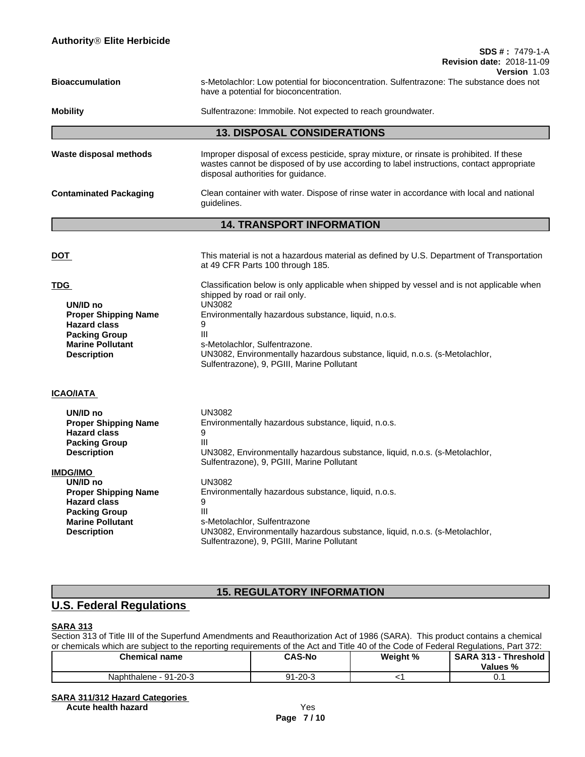**Bioaccumulation** s-Metolachlor: Low potential for bioconcentration. Sulfentrazone: The substance does not have a potential for bioconcentration.

**Mobility** Sulfentrazone: Immobile. Not expected to reach groundwater.

## 13. DISPOSAL CONSIDERATIONS

**Waste disposal methods** Improper disposal of excess pesticide, spray mixture, or rinsate is prohibited. If these wastes cannot be disposed of by use according to label instructions, contact appropriate disposal authorities for guidance.

**Contaminated Packaging** Clean container with water. Dispose of rinse water in accordance with local and national guidelines.

## 14. TRANSPORT INFORMATION

**DOT** This material is not a hazardous material as defined by U.S. Department of Transportation at 49 CFR Parts 100 through 185.

**TDG** Classification below is only applicable when shipped by vessel and is not applicable when shipped by road or rail only.

- **UN/ID no** UN3082
- **Proper Shipping Name** Environmentally hazardous substance, liquid, n.o.s.
- **Hazard class** 9
- **Packing Group** III
- **Marine Pollutant** s-Metolachlor, Sulfentrazone.
- **Description** UN3082, Environmentally hazardous substance, liquid, n.o.s. (s-Metolachlor, Sulfentrazone), 9, PGIII, Marine Pollutant

**ICAO/IATA**

- **UN/ID no** UN3082
- **Proper Shipping Name** Environmentally hazardous substance, liquid, n.o.s.
- **Hazard class** 9
- **Packing Group** III
- **Description** UN3082, Environmentally hazardous substance, liquid, n.o.s. (s-Metolachlor, Sulfentrazone), 9, PGIII, Marine Pollutant

**IMDG/IMO**

- **UN/ID no** UN3082
- **Proper Shipping Name** Environmentally hazardous substance, liquid, n.o.s.
- **Hazard class** 9
- **Packing Group** III
- **Marine Pollutant** s-Metolachlor, Sulfentrazone
- **Description** UN3082, Environmentally hazardous substance, liquid, n.o.s. (s-Metolachlor, Sulfentrazone), 9, PGIII, Marine Pollutant

## 15. REGULATORY INFORMATION

## U.S. Federal Regulations

**SARA 313**

Section 313 of Title III of the Superfund Amendments and Reauthorization Act of 1986 (SARA). This product contains a chemical or chemicals which are subject to the reporting requirements of the Act and Title 40 of the Code of Federal Regulations, Part 372:

| Chemical name | CAS-No | Weight % | SARA 313 - Threshold Values % |
|---|---|---|---|
| Naphthalene - 91-20-3 | 91-20-3 | <1 | 0.1 |

**SARA 311/312 Hazard Categories**

**Acute health hazard** Yes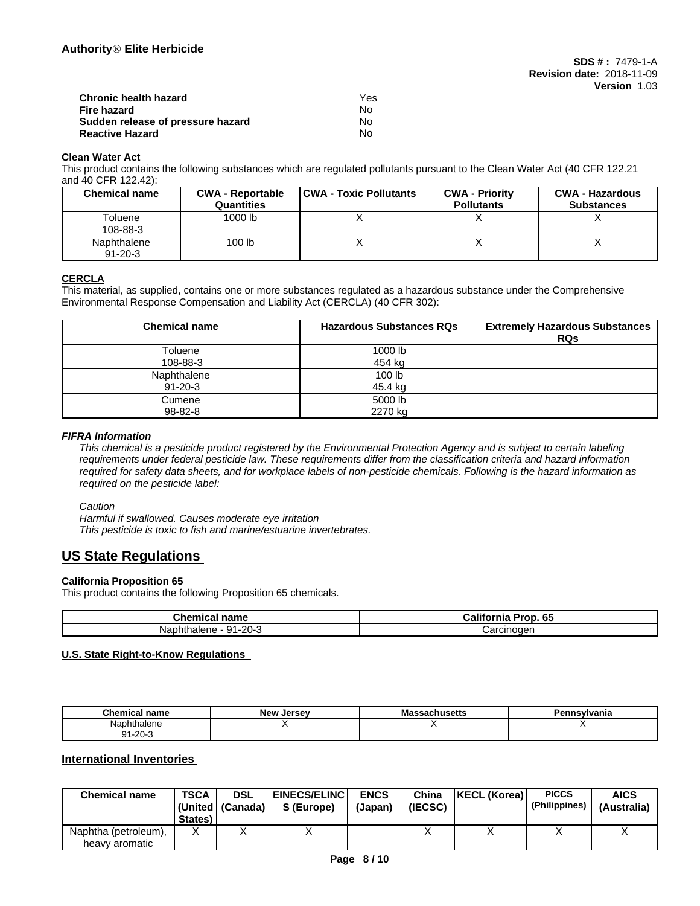| | |
|---|---|
| **Chronic health hazard** | Yes |
| **Fire hazard** | No |
| **Sudden release of pressure hazard** | No |
| **Reactive Hazard** | No |

**Clean Water Act**

This product contains the following substances which are regulated pollutants pursuant to the Clean Water Act (40 CFR 122.21 and 40 CFR 122.42):

| Chemical name | CWA - Reportable Quantities | CWA - Toxic Pollutants | CWA - Priority Pollutants | CWA - Hazardous Substances |
|---|---|---|---|---|
| Toluene 108-88-3 | 1000 lb | X | X | X |
| Naphthalene 91-20-3 | 100 lb | X | X | X |

**CERCLA**

This material, as supplied, contains one or more substances regulated as a hazardous substance under the Comprehensive Environmental Response Compensation and Liability Act (CERCLA) (40 CFR 302):

| Chemical name | Hazardous Substances RQs | Extremely Hazardous Substances RQs |
|---|---|---|
| Toluene 108-88-3 | 1000 lb 454 kg | |
| Naphthalene 91-20-3 | 100 lb 45.4 kg | |
| Cumene 98-82-8 | 5000 lb 2270 kg | |

***FIFRA Information***

*This chemical is a pesticide product registered by the Environmental Protection Agency and is subject to certain labeling requirements under federal pesticide law. These requirements differ from the classification criteria and hazard information required for safety data sheets, and for workplace labels of non-pesticide chemicals. Following is the hazard information as required on the pesticide label:*

*Caution*
*Harmful if swallowed. Causes moderate eye irritation*
*This pesticide is toxic to fish and marine/estuarine invertebrates.*

## US State Regulations

**California Proposition 65**

This product contains the following Proposition 65 chemicals.

| Chemical name | California Prop. 65 |
|---|---|
| Naphthalene - 91-20-3 | Carcinogen |

**U.S. State Right-to-Know Regulations**

| Chemical name | New Jersey | Massachusetts | Pennsylvania |
|---|---|---|---|
| Naphthalene 91-20-3 | X | X | X |

## International Inventories

| Chemical name | TSCA (United States) | DSL (Canada) | EINECS/ELINCS (Europe) | ENCS (Japan) | China (IECSC) | KECL (Korea) | PICCS (Philippines) | AICS (Australia) |
|---|---|---|---|---|---|---|---|---|
| Naphtha (petroleum), heavy aromatic | X | X | X | | X | X | X | X |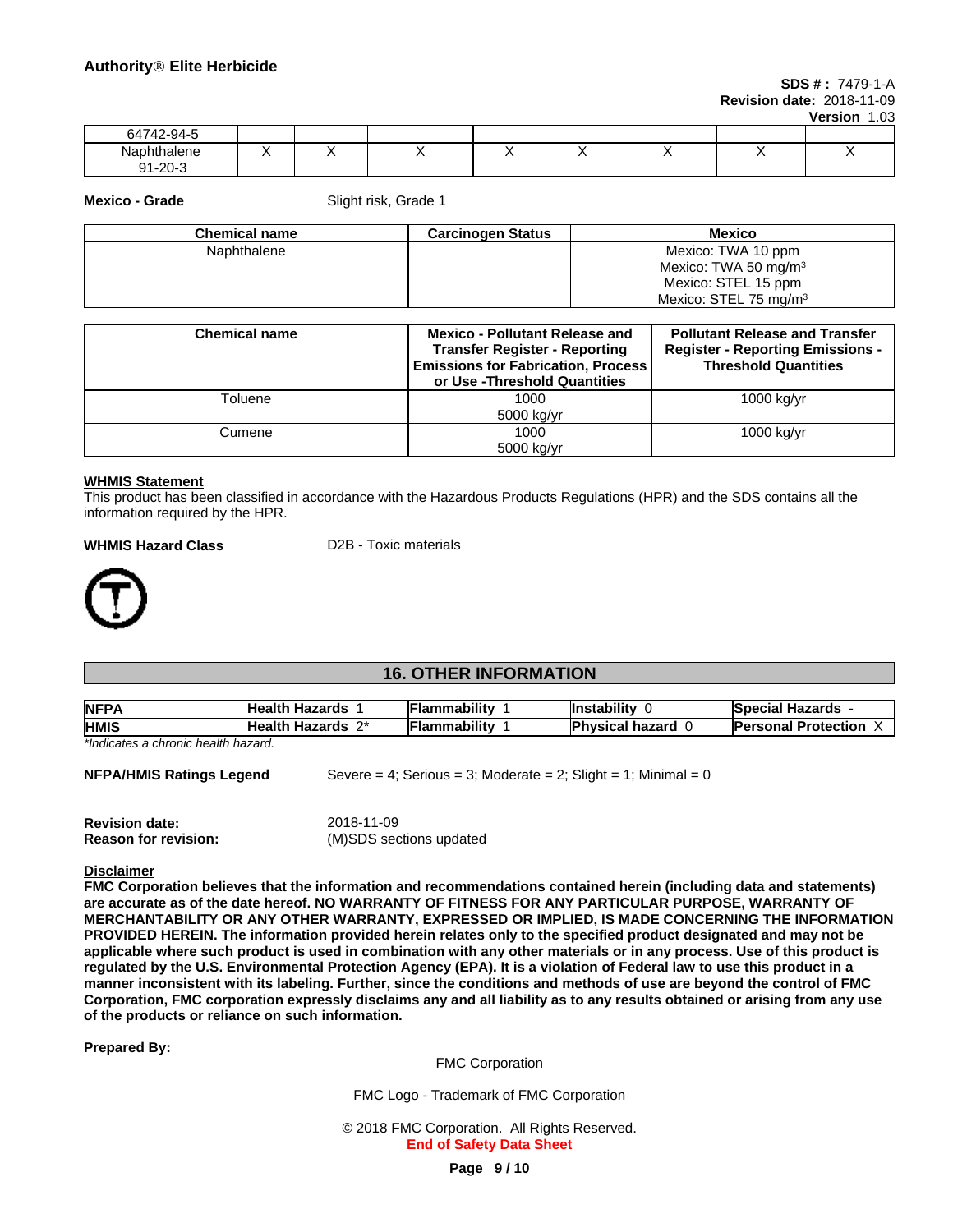| | | | | | | | | |
|---|---|---|---|---|---|---|---|---|
| 64742-94-5 | | | | | | | | |
| Naphthalene 91-20-3 | X | X | X | X | X | X | X | X |

**Mexico - Grade** Slight risk, Grade 1

| Chemical name | Carcinogen Status | Mexico |
|---|---|---|
| Naphthalene | | Mexico: TWA 10 ppm<br>Mexico: TWA 50 mg/m³<br>Mexico: STEL 15 ppm<br>Mexico: STEL 75 mg/m³ |

| Chemical name | Mexico - Pollutant Release and Transfer Register - Reporting Emissions for Fabrication, Process or Use -Threshold Quantities | Pollutant Release and Transfer Register - Reporting Emissions - Threshold Quantities |
|---|---|---|
| Toluene | 1000<br>5000 kg/yr | 1000 kg/yr |
| Cumene | 1000<br>5000 kg/yr | 1000 kg/yr |

**WHMIS Statement**

This product has been classified in accordance with the Hazardous Products Regulations (HPR) and the SDS contains all the information required by the HPR.

**WHMIS Hazard Class** D2B - Toxic materials

## 16. OTHER INFORMATION

| | | | | |
|---|---|---|---|---|
| **NFPA** | **Health Hazards** 1 | **Flammability** 1 | **Instability** 0 | **Special Hazards** - |
| **HMIS** | **Health Hazards** 2* | **Flammability** 1 | **Physical hazard** 0 | **Personal Protection** X |

*\*Indicates a chronic health hazard.*

**NFPA/HMIS Ratings Legend** Severe = 4; Serious = 3; Moderate = 2; Slight = 1; Minimal = 0

**Revision date:** 2018-11-09
**Reason for revision:** (M)SDS sections updated

**Disclaimer**

**FMC Corporation believes that the information and recommendations contained herein (including data and statements) are accurate as of the date hereof. NO WARRANTY OF FITNESS FOR ANY PARTICULAR PURPOSE, WARRANTY OF MERCHANTABILITY OR ANY OTHER WARRANTY, EXPRESSED OR IMPLIED, IS MADE CONCERNING THE INFORMATION PROVIDED HEREIN. The information provided herein relates only to the specified product designated and may not be applicable where such product is used in combination with any other materials or in any process. Use of this product is regulated by the U.S. Environmental Protection Agency (EPA). It is a violation of Federal law to use this product in a manner inconsistent with its labeling. Further, since the conditions and methods of use are beyond the control of FMC Corporation, FMC corporation expressly disclaims any and all liability as to any results obtained or arising from any use of the products or reliance on such information.**

**Prepared By:**

FMC Corporation

FMC Logo - Trademark of FMC Corporation

© 2018 FMC Corporation. All Rights Reserved.

**End of Safety Data Sheet**